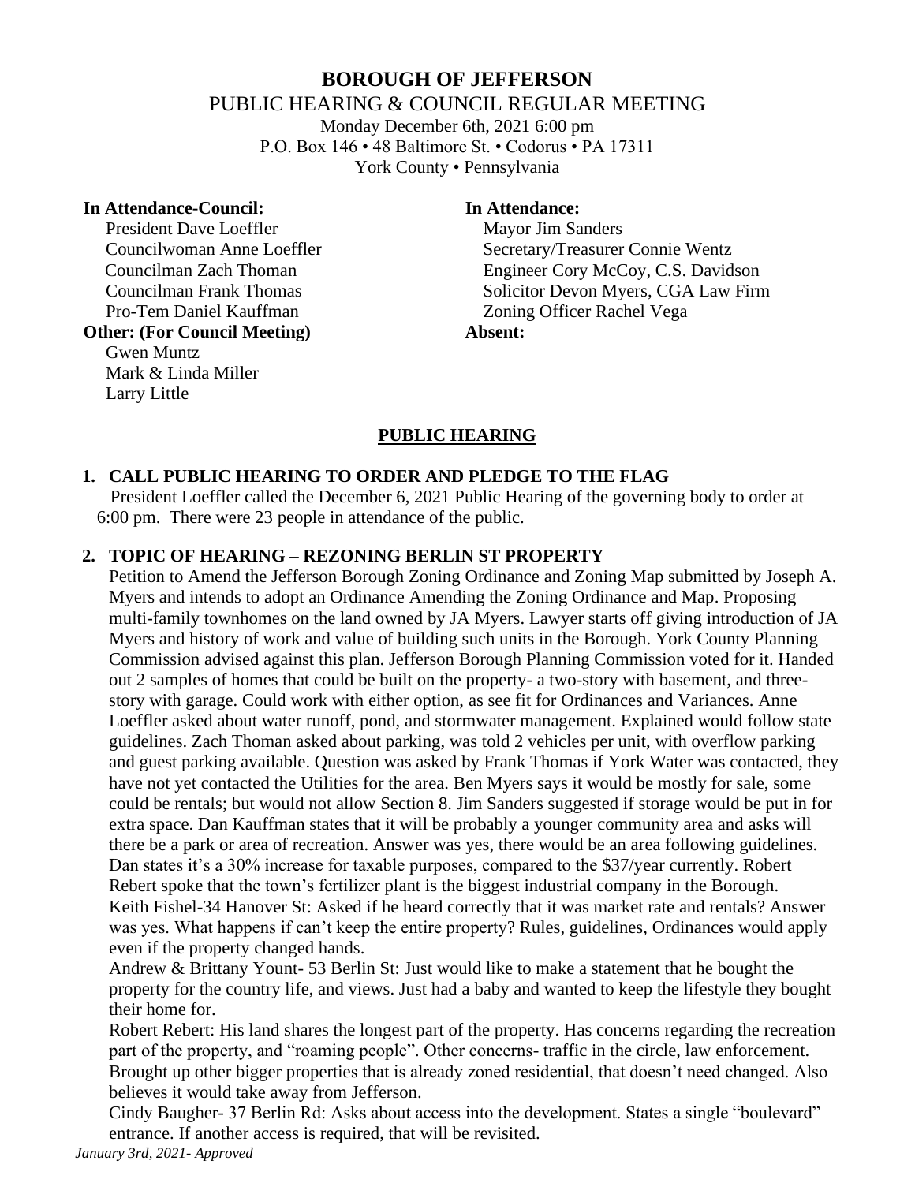# BOROUGH OF JEFFERSON

PUBLIC HEARING & COUNCIL REGULAR MEETING
Monday December 6th, 2021 6:00 pm
P.O. Box 146 • 48 Baltimore St. • Codorus • PA 17311
York County • Pennsylvania

**In Attendance-Council:**
President Dave Loeffler
Councilwoman Anne Loeffler
Councilman Zach Thoman
Councilman Frank Thomas
Pro-Tem Daniel Kauffman

**Other: (For Council Meeting)**
Gwen Muntz
Mark & Linda Miller
Larry Little

**In Attendance:**
Mayor Jim Sanders
Secretary/Treasurer Connie Wentz
Engineer Cory McCoy, C.S. Davidson
Solicitor Devon Myers, CGA Law Firm
Zoning Officer Rachel Vega

**Absent:**

## PUBLIC HEARING

**1. CALL PUBLIC HEARING TO ORDER AND PLEDGE TO THE FLAG**

President Loeffler called the December 6, 2021 Public Hearing of the governing body to order at 6:00 pm. There were 23 people in attendance of the public.

**2. TOPIC OF HEARING – REZONING BERLIN ST PROPERTY**

Petition to Amend the Jefferson Borough Zoning Ordinance and Zoning Map submitted by Joseph A. Myers and intends to adopt an Ordinance Amending the Zoning Ordinance and Map. Proposing multi-family townhomes on the land owned by JA Myers. Lawyer starts off giving introduction of JA Myers and history of work and value of building such units in the Borough. York County Planning Commission advised against this plan. Jefferson Borough Planning Commission voted for it. Handed out 2 samples of homes that could be built on the property- a two-story with basement, and three-story with garage. Could work with either option, as see fit for Ordinances and Variances. Anne Loeffler asked about water runoff, pond, and stormwater management. Explained would follow state guidelines. Zach Thoman asked about parking, was told 2 vehicles per unit, with overflow parking and guest parking available. Question was asked by Frank Thomas if York Water was contacted, they have not yet contacted the Utilities for the area. Ben Myers says it would be mostly for sale, some could be rentals; but would not allow Section 8. Jim Sanders suggested if storage would be put in for extra space. Dan Kauffman states that it will be probably a younger community area and asks will there be a park or area of recreation. Answer was yes, there would be an area following guidelines. Dan states it's a 30% increase for taxable purposes, compared to the $37/year currently. Robert Rebert spoke that the town's fertilizer plant is the biggest industrial company in the Borough.

Keith Fishel-34 Hanover St: Asked if he heard correctly that it was market rate and rentals? Answer was yes. What happens if can't keep the entire property? Rules, guidelines, Ordinances would apply even if the property changed hands.

Andrew & Brittany Yount- 53 Berlin St: Just would like to make a statement that he bought the property for the country life, and views. Just had a baby and wanted to keep the lifestyle they bought their home for.

Robert Rebert: His land shares the longest part of the property. Has concerns regarding the recreation part of the property, and "roaming people". Other concerns- traffic in the circle, law enforcement. Brought up other bigger properties that is already zoned residential, that doesn't need changed. Also believes it would take away from Jefferson.

Cindy Baugher- 37 Berlin Rd: Asks about access into the development. States a single "boulevard" entrance. If another access is required, that will be revisited.

*January 3rd, 2021- Approved*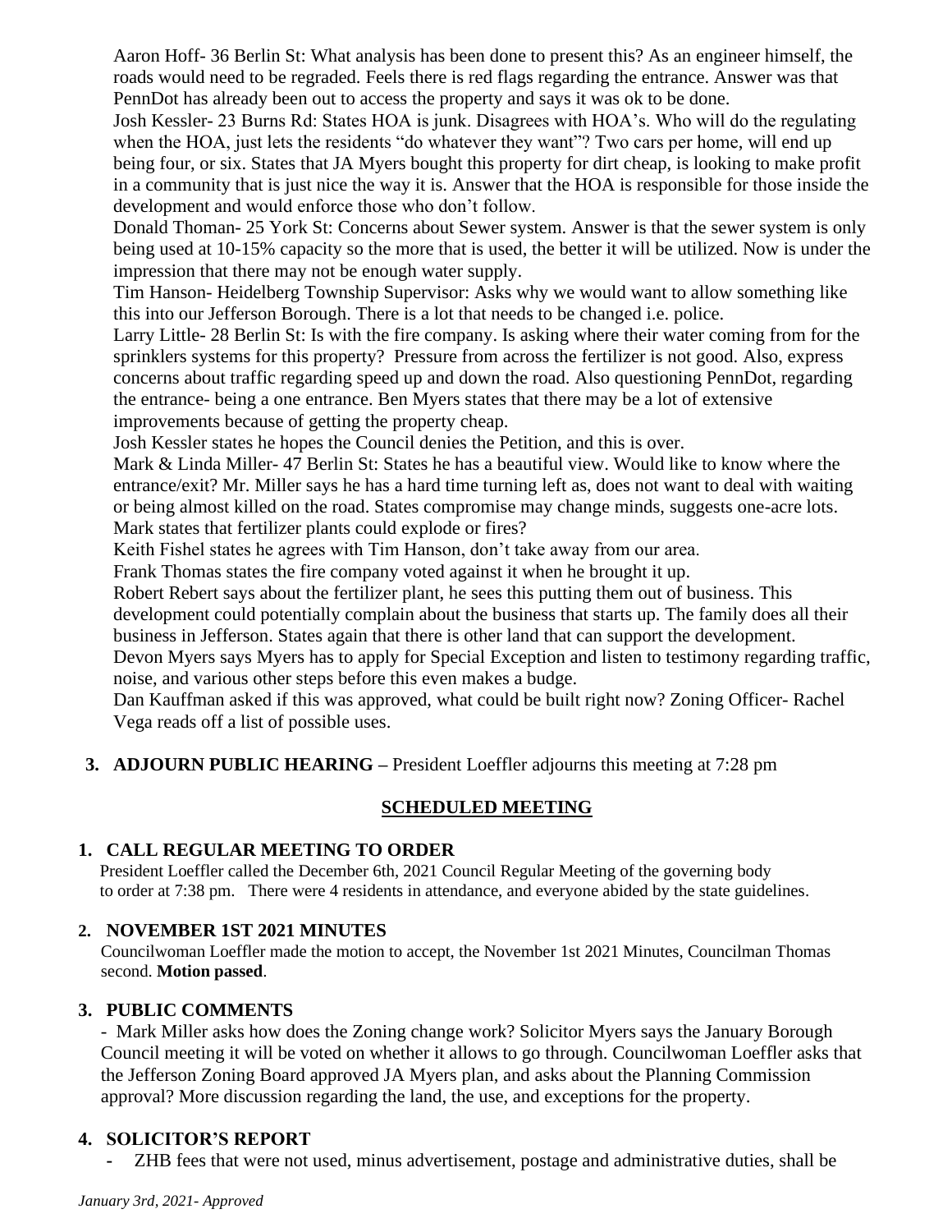Aaron Hoff- 36 Berlin St: What analysis has been done to present this? As an engineer himself, the roads would need to be regraded. Feels there is red flags regarding the entrance. Answer was that PennDot has already been out to access the property and says it was ok to be done.

Josh Kessler- 23 Burns Rd: States HOA is junk. Disagrees with HOA's. Who will do the regulating when the HOA, just lets the residents "do whatever they want"? Two cars per home, will end up being four, or six. States that JA Myers bought this property for dirt cheap, is looking to make profit in a community that is just nice the way it is. Answer that the HOA is responsible for those inside the development and would enforce those who don't follow.

Donald Thoman- 25 York St: Concerns about Sewer system. Answer is that the sewer system is only being used at 10-15% capacity so the more that is used, the better it will be utilized. Now is under the impression that there may not be enough water supply.

Tim Hanson- Heidelberg Township Supervisor: Asks why we would want to allow something like this into our Jefferson Borough. There is a lot that needs to be changed i.e. police.

Larry Little- 28 Berlin St: Is with the fire company. Is asking where their water coming from for the sprinklers systems for this property? Pressure from across the fertilizer is not good. Also, express concerns about traffic regarding speed up and down the road. Also questioning PennDot, regarding the entrance- being a one entrance. Ben Myers states that there may be a lot of extensive improvements because of getting the property cheap.

Josh Kessler states he hopes the Council denies the Petition, and this is over.

Mark & Linda Miller- 47 Berlin St: States he has a beautiful view. Would like to know where the entrance/exit? Mr. Miller says he has a hard time turning left as, does not want to deal with waiting or being almost killed on the road. States compromise may change minds, suggests one-acre lots. Mark states that fertilizer plants could explode or fires?

Keith Fishel states he agrees with Tim Hanson, don't take away from our area.

Frank Thomas states the fire company voted against it when he brought it up.

Robert Rebert says about the fertilizer plant, he sees this putting them out of business. This development could potentially complain about the business that starts up. The family does all their business in Jefferson. States again that there is other land that can support the development.

Devon Myers says Myers has to apply for Special Exception and listen to testimony regarding traffic, noise, and various other steps before this even makes a budge.

Dan Kauffman asked if this was approved, what could be built right now? Zoning Officer- Rachel Vega reads off a list of possible uses.

**3. ADJOURN PUBLIC HEARING –** President Loeffler adjourns this meeting at 7:28 pm

## SCHEDULED MEETING

### 1. CALL REGULAR MEETING TO ORDER

President Loeffler called the December 6th, 2021 Council Regular Meeting of the governing body to order at 7:38 pm. There were 4 residents in attendance, and everyone abided by the state guidelines.

### 2. NOVEMBER 1ST 2021 MINUTES

Councilwoman Loeffler made the motion to accept, the November 1st 2021 Minutes, Councilman Thomas second. **Motion passed**.

### 3. PUBLIC COMMENTS

- Mark Miller asks how does the Zoning change work? Solicitor Myers says the January Borough Council meeting it will be voted on whether it allows to go through. Councilwoman Loeffler asks that the Jefferson Zoning Board approved JA Myers plan, and asks about the Planning Commission approval? More discussion regarding the land, the use, and exceptions for the property.

### 4. SOLICITOR'S REPORT

- ZHB fees that were not used, minus advertisement, postage and administrative duties, shall be

*January 3rd, 2021- Approved*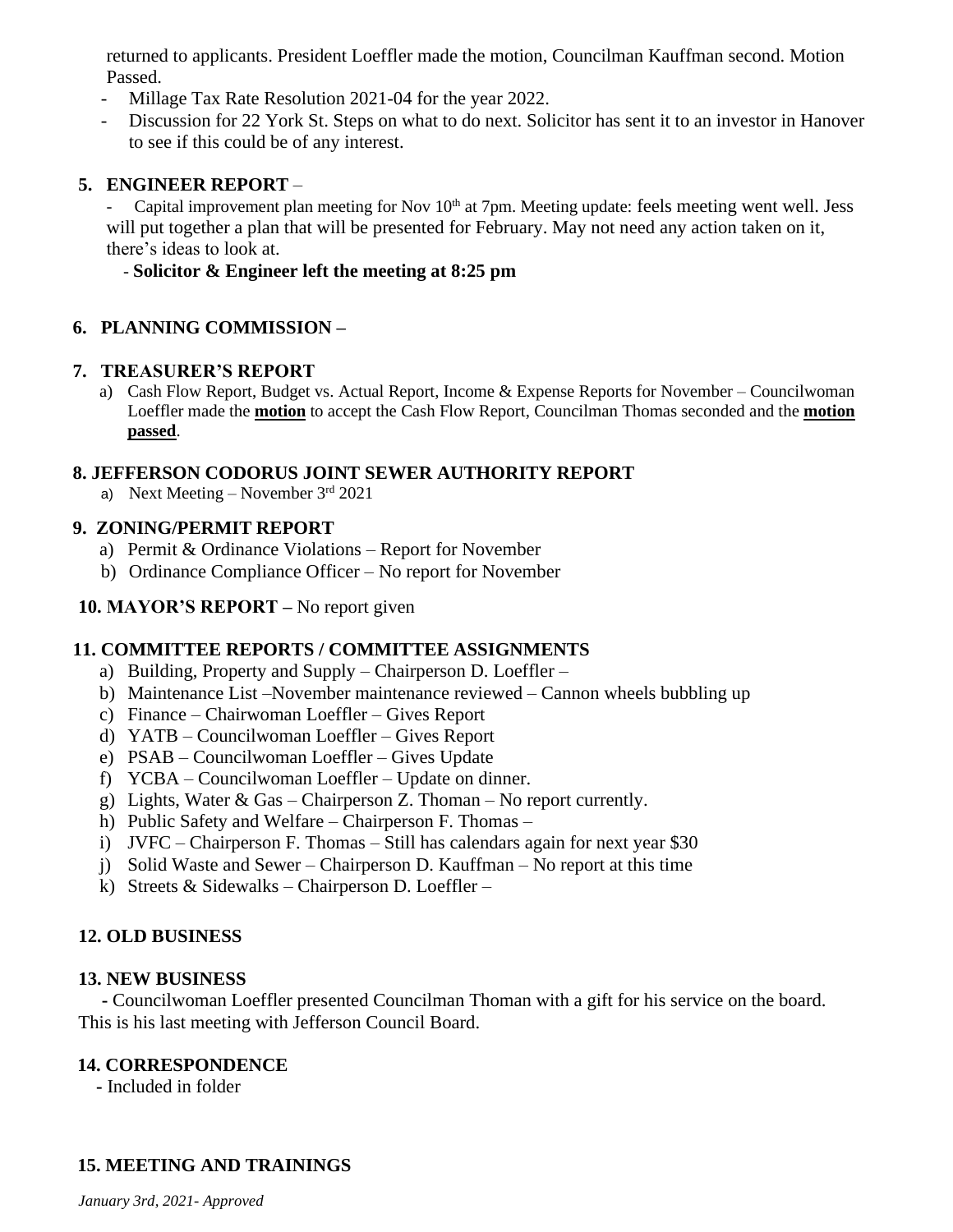returned to applicants. President Loeffler made the motion, Councilman Kauffman second. Motion Passed.

- Millage Tax Rate Resolution 2021-04 for the year 2022.
- Discussion for 22 York St. Steps on what to do next. Solicitor has sent it to an investor in Hanover to see if this could be of any interest.

## 5. ENGINEER REPORT –

- Capital improvement plan meeting for Nov 10th at 7pm. Meeting update: feels meeting went well. Jess will put together a plan that will be presented for February. May not need any action taken on it, there's ideas to look at.
- **Solicitor & Engineer left the meeting at 8:25 pm**

## 6. PLANNING COMMISSION –

## 7. TREASURER'S REPORT

a) Cash Flow Report, Budget vs. Actual Report, Income & Expense Reports for November – Councilwoman Loeffler made the **motion** to accept the Cash Flow Report, Councilman Thomas seconded and the **motion passed**.

## 8. JEFFERSON CODORUS JOINT SEWER AUTHORITY REPORT

a) Next Meeting – November 3rd 2021

## 9. ZONING/PERMIT REPORT

a) Permit & Ordinance Violations – Report for November
b) Ordinance Compliance Officer – No report for November

## 10. MAYOR'S REPORT – No report given

## 11. COMMITTEE REPORTS / COMMITTEE ASSIGNMENTS

a) Building, Property and Supply – Chairperson D. Loeffler –
b) Maintenance List –November maintenance reviewed – Cannon wheels bubbling up
c) Finance – Chairwoman Loeffler – Gives Report
d) YATB – Councilwoman Loeffler – Gives Report
e) PSAB – Councilwoman Loeffler – Gives Update
f) YCBA – Councilwoman Loeffler – Update on dinner.
g) Lights, Water & Gas – Chairperson Z. Thoman – No report currently.
h) Public Safety and Welfare – Chairperson F. Thomas –
i) JVFC – Chairperson F. Thomas – Still has calendars again for next year $30
j) Solid Waste and Sewer – Chairperson D. Kauffman – No report at this time
k) Streets & Sidewalks – Chairperson D. Loeffler –

## 12. OLD BUSINESS

## 13. NEW BUSINESS

- Councilwoman Loeffler presented Councilman Thoman with a gift for his service on the board. This is his last meeting with Jefferson Council Board.

## 14. CORRESPONDENCE

- Included in folder

## 15. MEETING AND TRAININGS

*January 3rd, 2021- Approved*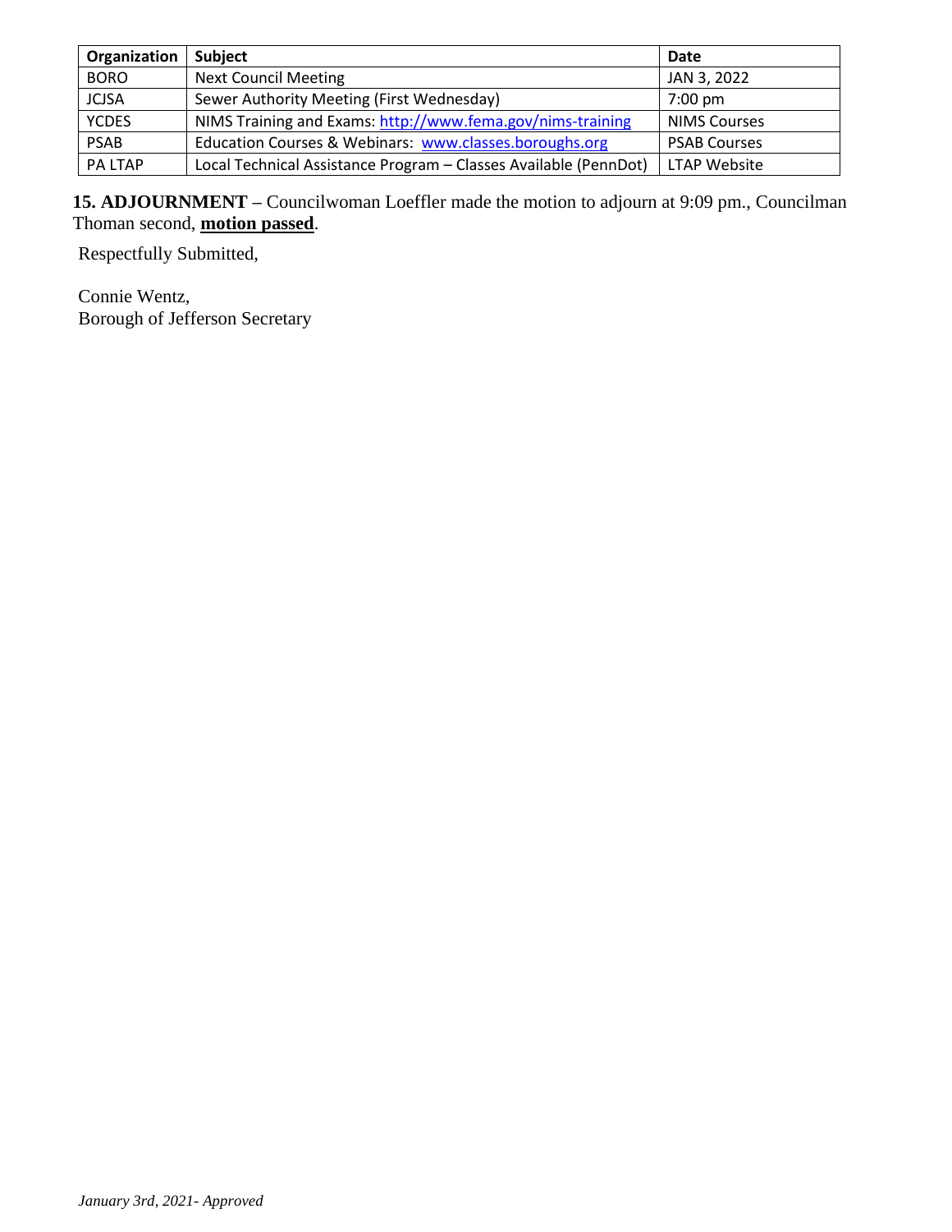| Organization | Subject | Date |
|---|---|---|
| BORO | Next Council Meeting | JAN 3, 2022 |
| JCJSA | Sewer Authority Meeting (First Wednesday) | 7:00 pm |
| YCDES | NIMS Training and Exams: http://www.fema.gov/nims-training | NIMS Courses |
| PSAB | Education Courses & Webinars: www.classes.boroughs.org | PSAB Courses |
| PA LTAP | Local Technical Assistance Program – Classes Available (PennDot) | LTAP Website |

**15. ADJOURNMENT** – Councilwoman Loeffler made the motion to adjourn at 9:09 pm., Councilman Thoman second, **motion passed**.

Respectfully Submitted,

Connie Wentz,
Borough of Jefferson Secretary

*January 3rd, 2021- Approved*